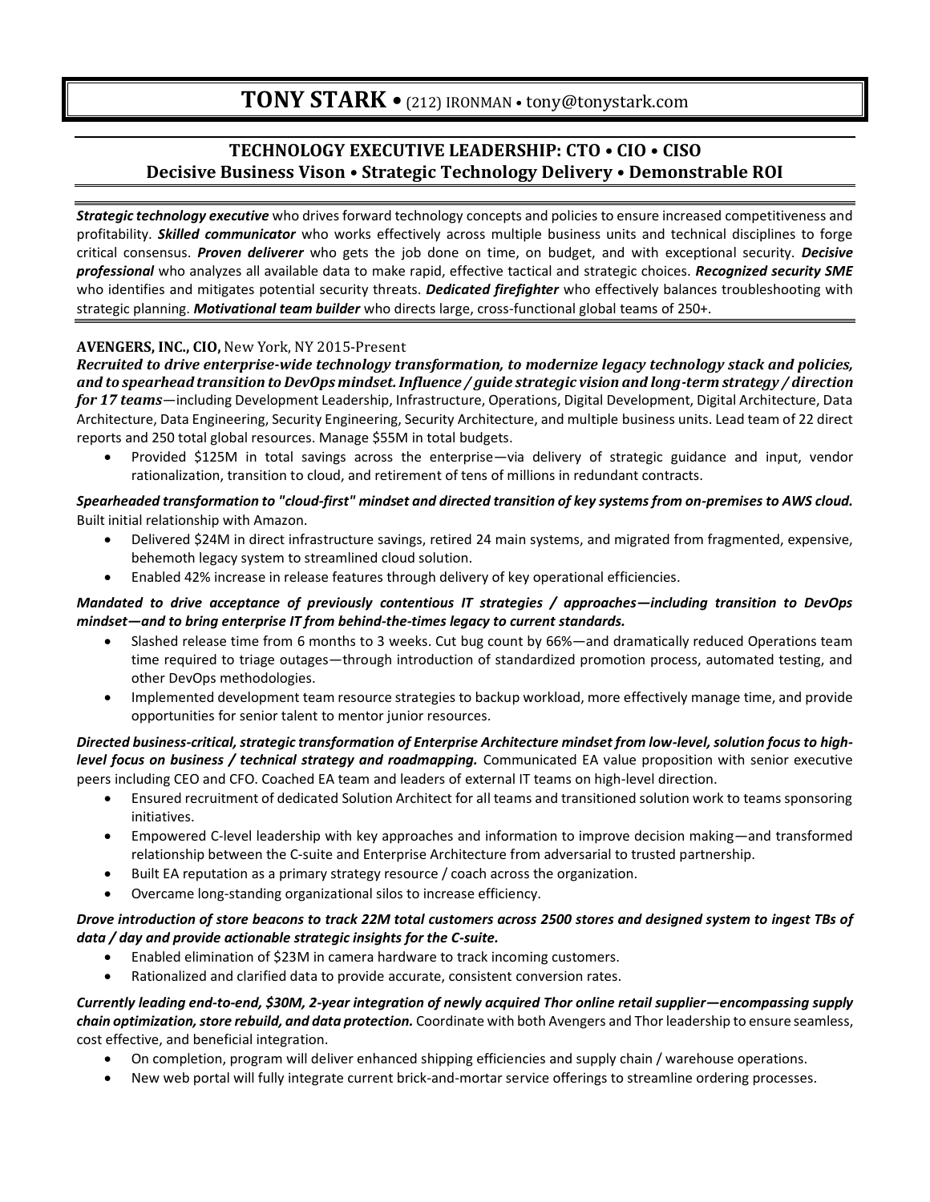# TONY STARK • (212) IRONMAN • tony@tonystark.com

## TECHNOLOGY EXECUTIVE LEADERSHIP: CTO • CIO • CISO
## Decisive Business Vison • Strategic Technology Delivery • Demonstrable ROI

***Strategic technology executive*** who drives forward technology concepts and policies to ensure increased competitiveness and profitability. ***Skilled communicator*** who works effectively across multiple business units and technical disciplines to forge critical consensus. ***Proven deliverer*** who gets the job done on time, on budget, and with exceptional security. ***Decisive professional*** who analyzes all available data to make rapid, effective tactical and strategic choices. ***Recognized security SME*** who identifies and mitigates potential security threats. ***Dedicated firefighter*** who effectively balances troubleshooting with strategic planning. ***Motivational team builder*** who directs large, cross-functional global teams of 250+.

**AVENGERS, INC., CIO,** New York, NY 2015-Present

***Recruited to drive enterprise-wide technology transformation, to modernize legacy technology stack and policies, and to spearhead transition to DevOps mindset. Influence / guide strategic vision and long-term strategy / direction for 17 teams***—including Development Leadership, Infrastructure, Operations, Digital Development, Digital Architecture, Data Architecture, Data Engineering, Security Engineering, Security Architecture, and multiple business units. Lead team of 22 direct reports and 250 total global resources. Manage $55M in total budgets.

- Provided $125M in total savings across the enterprise—via delivery of strategic guidance and input, vendor rationalization, transition to cloud, and retirement of tens of millions in redundant contracts.

***Spearheaded transformation to "cloud-first" mindset and directed transition of key systems from on-premises to AWS cloud.*** Built initial relationship with Amazon.

- Delivered $24M in direct infrastructure savings, retired 24 main systems, and migrated from fragmented, expensive, behemoth legacy system to streamlined cloud solution.
- Enabled 42% increase in release features through delivery of key operational efficiencies.

***Mandated to drive acceptance of previously contentious IT strategies / approaches—including transition to DevOps mindset—and to bring enterprise IT from behind-the-times legacy to current standards.***

- Slashed release time from 6 months to 3 weeks. Cut bug count by 66%—and dramatically reduced Operations team time required to triage outages—through introduction of standardized promotion process, automated testing, and other DevOps methodologies.
- Implemented development team resource strategies to backup workload, more effectively manage time, and provide opportunities for senior talent to mentor junior resources.

***Directed business-critical, strategic transformation of Enterprise Architecture mindset from low-level, solution focus to high-level focus on business / technical strategy and roadmapping.*** Communicated EA value proposition with senior executive peers including CEO and CFO. Coached EA team and leaders of external IT teams on high-level direction.

- Ensured recruitment of dedicated Solution Architect for all teams and transitioned solution work to teams sponsoring initiatives.
- Empowered C-level leadership with key approaches and information to improve decision making—and transformed relationship between the C-suite and Enterprise Architecture from adversarial to trusted partnership.
- Built EA reputation as a primary strategy resource / coach across the organization.
- Overcame long-standing organizational silos to increase efficiency.

***Drove introduction of store beacons to track 22M total customers across 2500 stores and designed system to ingest TBs of data / day and provide actionable strategic insights for the C-suite.***

- Enabled elimination of $23M in camera hardware to track incoming customers.
- Rationalized and clarified data to provide accurate, consistent conversion rates.

***Currently leading end-to-end, $30M, 2-year integration of newly acquired Thor online retail supplier—encompassing supply chain optimization, store rebuild, and data protection.*** Coordinate with both Avengers and Thor leadership to ensure seamless, cost effective, and beneficial integration.

- On completion, program will deliver enhanced shipping efficiencies and supply chain / warehouse operations.
- New web portal will fully integrate current brick-and-mortar service offerings to streamline ordering processes.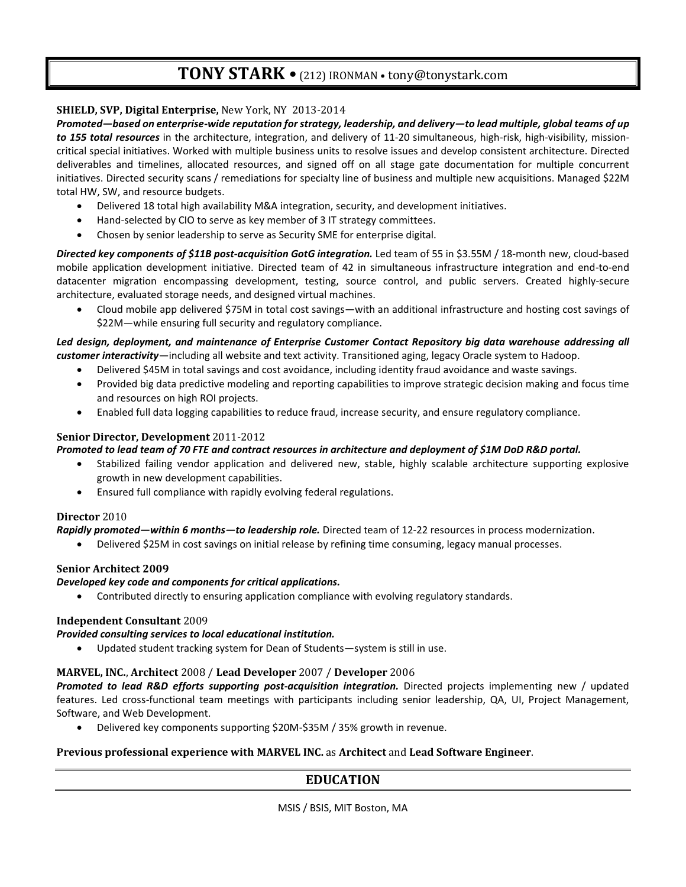# TONY STARK • (212) IRONMAN • tony@tonystark.com

**SHIELD, SVP, Digital Enterprise,** New York, NY 2013-2014

***Promoted—based on enterprise-wide reputation for strategy, leadership, and delivery—to lead multiple, global teams of up to 155 total resources*** in the architecture, integration, and delivery of 11-20 simultaneous, high-risk, high-visibility, mission-critical special initiatives. Worked with multiple business units to resolve issues and develop consistent architecture. Directed deliverables and timelines, allocated resources, and signed off on all stage gate documentation for multiple concurrent initiatives. Directed security scans / remediations for specialty line of business and multiple new acquisitions. Managed $22M total HW, SW, and resource budgets.

- Delivered 18 total high availability M&A integration, security, and development initiatives.
- Hand-selected by CIO to serve as key member of 3 IT strategy committees.
- Chosen by senior leadership to serve as Security SME for enterprise digital.

***Directed key components of $11B post-acquisition GotG integration.*** Led team of 55 in $3.55M / 18-month new, cloud-based mobile application development initiative. Directed team of 42 in simultaneous infrastructure integration and end-to-end datacenter migration encompassing development, testing, source control, and public servers. Created highly-secure architecture, evaluated storage needs, and designed virtual machines.

- Cloud mobile app delivered $75M in total cost savings—with an additional infrastructure and hosting cost savings of $22M—while ensuring full security and regulatory compliance.

***Led design, deployment, and maintenance of Enterprise Customer Contact Repository big data warehouse addressing all customer interactivity***—including all website and text activity. Transitioned aging, legacy Oracle system to Hadoop.

- Delivered $45M in total savings and cost avoidance, including identity fraud avoidance and waste savings.
- Provided big data predictive modeling and reporting capabilities to improve strategic decision making and focus time and resources on high ROI projects.
- Enabled full data logging capabilities to reduce fraud, increase security, and ensure regulatory compliance.

**Senior Director, Development** 2011-2012

***Promoted to lead team of 70 FTE and contract resources in architecture and deployment of $1M DoD R&D portal.***

- Stabilized failing vendor application and delivered new, stable, highly scalable architecture supporting explosive growth in new development capabilities.
- Ensured full compliance with rapidly evolving federal regulations.

**Director** 2010

***Rapidly promoted—within 6 months—to leadership role.*** Directed team of 12-22 resources in process modernization.

- Delivered $25M in cost savings on initial release by refining time consuming, legacy manual processes.

**Senior Architect 2009**

***Developed key code and components for critical applications.***

- Contributed directly to ensuring application compliance with evolving regulatory standards.

**Independent Consultant** 2009

***Provided consulting services to local educational institution.***

- Updated student tracking system for Dean of Students—system is still in use.

**MARVEL, INC.**, **Architect** 2008 / **Lead Developer** 2007 / **Developer** 2006

***Promoted to lead R&D efforts supporting post-acquisition integration.*** Directed projects implementing new / updated features. Led cross-functional team meetings with participants including senior leadership, QA, UI, Project Management, Software, and Web Development.

- Delivered key components supporting $20M-$35M / 35% growth in revenue.

**Previous professional experience with MARVEL INC.** as **Architect** and **Lead Software Engineer**.

## EDUCATION

MSIS / BSIS, MIT Boston, MA